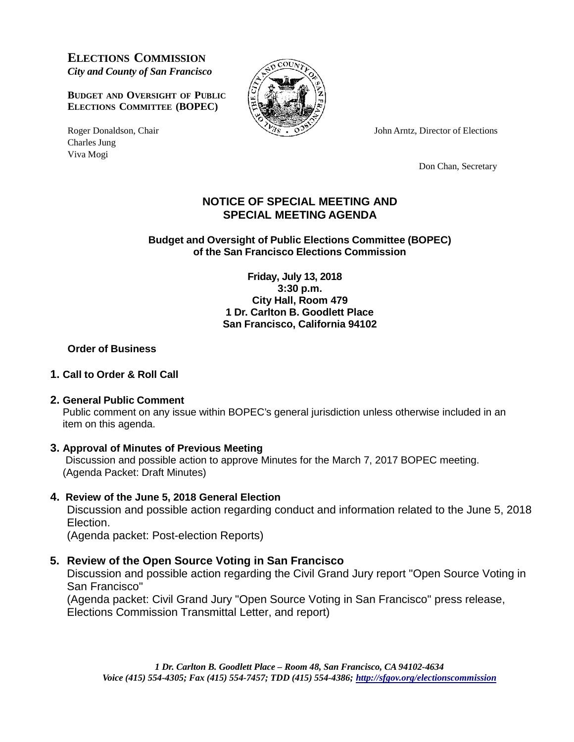**ELECTIONS COMMISSION**
*City and County of San Francisco*

**BUDGET AND OVERSIGHT OF PUBLIC ELECTIONS COMMITTEE (BOPEC)**

Roger Donaldson, Chair
Charles Jung
Viva Mogi

John Arntz, Director of Elections

Don Chan, Secretary

## NOTICE OF SPECIAL MEETING AND SPECIAL MEETING AGENDA

### Budget and Oversight of Public Elections Committee (BOPEC) of the San Francisco Elections Commission

**Friday, July 13, 2018**
**3:30 p.m.**
**City Hall, Room 479**
**1 Dr. Carlton B. Goodlett Place**
**San Francisco, California 94102**

**Order of Business**

**1. Call to Order & Roll Call**

**2. General Public Comment**
Public comment on any issue within BOPEC's general jurisdiction unless otherwise included in an item on this agenda.

**3. Approval of Minutes of Previous Meeting**
Discussion and possible action to approve Minutes for the March 7, 2017 BOPEC meeting.
(Agenda Packet: Draft Minutes)

**4. Review of the June 5, 2018 General Election**
Discussion and possible action regarding conduct and information related to the June 5, 2018 Election.
(Agenda packet: Post-election Reports)

**5. Review of the Open Source Voting in San Francisco**
Discussion and possible action regarding the Civil Grand Jury report "Open Source Voting in San Francisco"
(Agenda packet: Civil Grand Jury "Open Source Voting in San Francisco" press release, Elections Commission Transmittal Letter, and report)

*1 Dr. Carlton B. Goodlett Place – Room 48, San Francisco, CA 94102-4634*
*Voice (415) 554-4305; Fax (415) 554-7457; TDD (415) 554-4386; http://sfgov.org/electionscommission*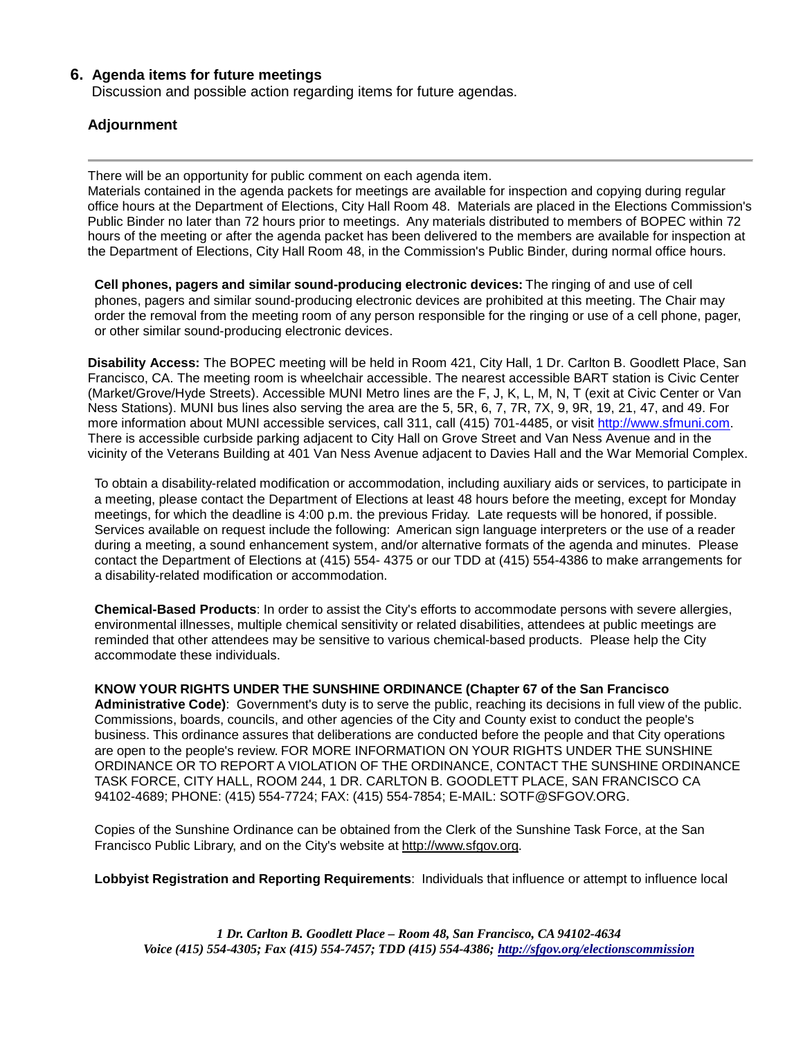## 6. Agenda items for future meetings

Discussion and possible action regarding items for future agendas.

### Adjournment

---

There will be an opportunity for public comment on each agenda item.
Materials contained in the agenda packets for meetings are available for inspection and copying during regular office hours at the Department of Elections, City Hall Room 48. Materials are placed in the Elections Commission's Public Binder no later than 72 hours prior to meetings. Any materials distributed to members of BOPEC within 72 hours of the meeting or after the agenda packet has been delivered to the members are available for inspection at the Department of Elections, City Hall Room 48, in the Commission's Public Binder, during normal office hours.

**Cell phones, pagers and similar sound-producing electronic devices:** The ringing of and use of cell phones, pagers and similar sound-producing electronic devices are prohibited at this meeting. The Chair may order the removal from the meeting room of any person responsible for the ringing or use of a cell phone, pager, or other similar sound-producing electronic devices.

**Disability Access:** The BOPEC meeting will be held in Room 421, City Hall, 1 Dr. Carlton B. Goodlett Place, San Francisco, CA. The meeting room is wheelchair accessible. The nearest accessible BART station is Civic Center (Market/Grove/Hyde Streets). Accessible MUNI Metro lines are the F, J, K, L, M, N, T (exit at Civic Center or Van Ness Stations). MUNI bus lines also serving the area are the 5, 5R, 6, 7, 7R, 7X, 9, 9R, 19, 21, 47, and 49. For more information about MUNI accessible services, call 311, call (415) 701-4485, or visit http://www.sfmuni.com. There is accessible curbside parking adjacent to City Hall on Grove Street and Van Ness Avenue and in the vicinity of the Veterans Building at 401 Van Ness Avenue adjacent to Davies Hall and the War Memorial Complex.

To obtain a disability-related modification or accommodation, including auxiliary aids or services, to participate in a meeting, please contact the Department of Elections at least 48 hours before the meeting, except for Monday meetings, for which the deadline is 4:00 p.m. the previous Friday. Late requests will be honored, if possible. Services available on request include the following: American sign language interpreters or the use of a reader during a meeting, a sound enhancement system, and/or alternative formats of the agenda and minutes. Please contact the Department of Elections at (415) 554- 4375 or our TDD at (415) 554-4386 to make arrangements for a disability-related modification or accommodation.

**Chemical-Based Products**: In order to assist the City's efforts to accommodate persons with severe allergies, environmental illnesses, multiple chemical sensitivity or related disabilities, attendees at public meetings are reminded that other attendees may be sensitive to various chemical-based products. Please help the City accommodate these individuals.

**KNOW YOUR RIGHTS UNDER THE SUNSHINE ORDINANCE (Chapter 67 of the San Francisco Administrative Code)**: Government's duty is to serve the public, reaching its decisions in full view of the public. Commissions, boards, councils, and other agencies of the City and County exist to conduct the people's business. This ordinance assures that deliberations are conducted before the people and that City operations are open to the people's review. FOR MORE INFORMATION ON YOUR RIGHTS UNDER THE SUNSHINE ORDINANCE OR TO REPORT A VIOLATION OF THE ORDINANCE, CONTACT THE SUNSHINE ORDINANCE TASK FORCE, CITY HALL, ROOM 244, 1 DR. CARLTON B. GOODLETT PLACE, SAN FRANCISCO CA 94102-4689; PHONE: (415) 554-7724; FAX: (415) 554-7854; E-MAIL: SOTF@SFGOV.ORG.

Copies of the Sunshine Ordinance can be obtained from the Clerk of the Sunshine Task Force, at the San Francisco Public Library, and on the City's website at http://www.sfgov.org.

**Lobbyist Registration and Reporting Requirements**: Individuals that influence or attempt to influence local

*1 Dr. Carlton B. Goodlett Place – Room 48, San Francisco, CA 94102-4634*
*Voice (415) 554-4305; Fax (415) 554-7457; TDD (415) 554-4386; http://sfgov.org/electionscommission*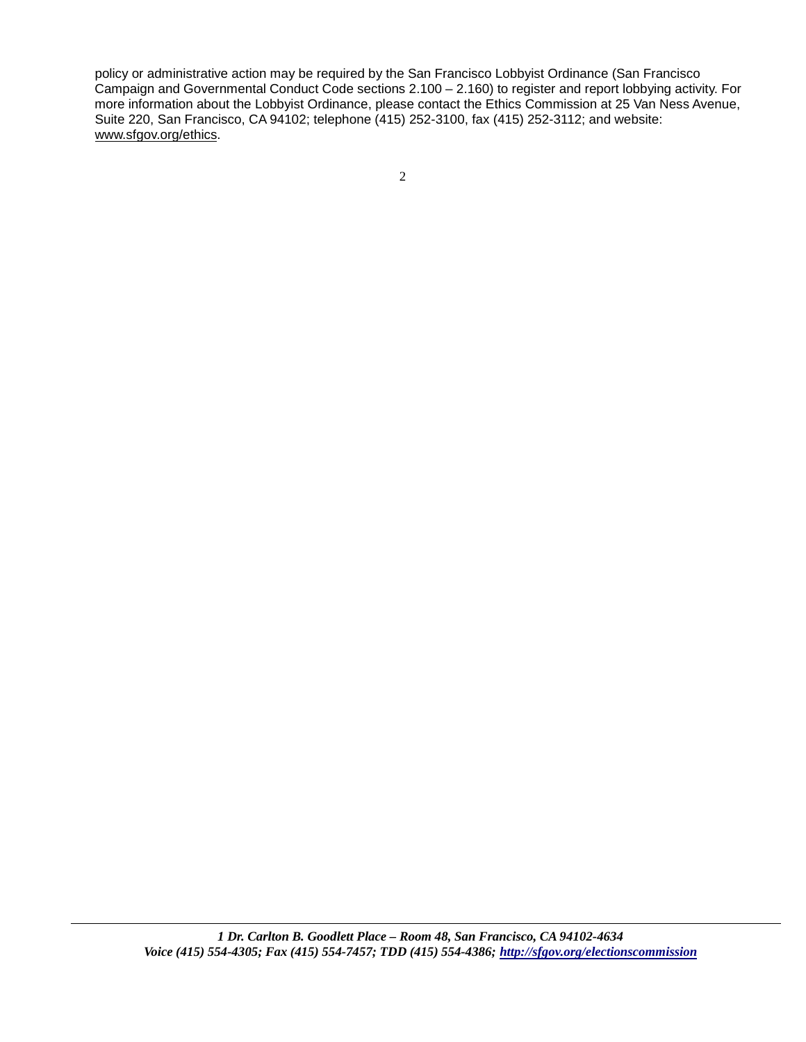policy or administrative action may be required by the San Francisco Lobbyist Ordinance (San Francisco Campaign and Governmental Conduct Code sections 2.100 – 2.160) to register and report lobbying activity. For more information about the Lobbyist Ordinance, please contact the Ethics Commission at 25 Van Ness Avenue, Suite 220, San Francisco, CA 94102; telephone (415) 252-3100, fax (415) 252-3112; and website: www.sfgov.org/ethics.